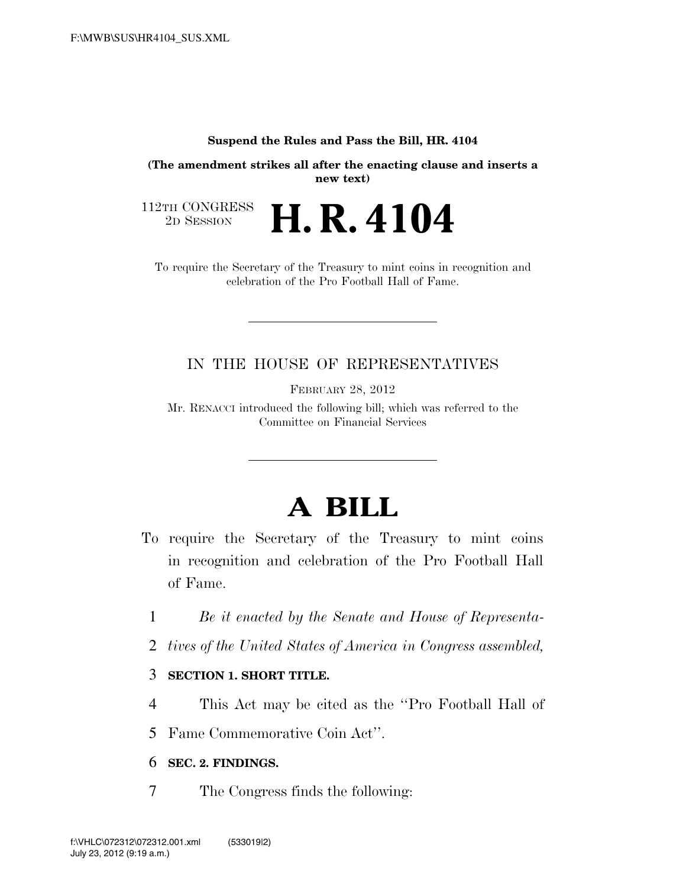**Suspend the Rules and Pass the Bill, HR. 4104**

**(The amendment strikes all after the enacting clause and inserts a new text)**

112TH CONGRESS
2D SESSION

# H. R. 4104

To require the Secretary of the Treasury to mint coins in recognition and celebration of the Pro Football Hall of Fame.

IN THE HOUSE OF REPRESENTATIVES

FEBRUARY 28, 2012

Mr. RENACCI introduced the following bill; which was referred to the Committee on Financial Services

# A BILL

To require the Secretary of the Treasury to mint coins in recognition and celebration of the Pro Football Hall of Fame.

1 *Be it enacted by the Senate and House of Representa-*

2 *tives of the United States of America in Congress assembled,*

3 **SECTION 1. SHORT TITLE.**

4 This Act may be cited as the ''Pro Football Hall of

5 Fame Commemorative Coin Act''.

6 **SEC. 2. FINDINGS.**

7 The Congress finds the following: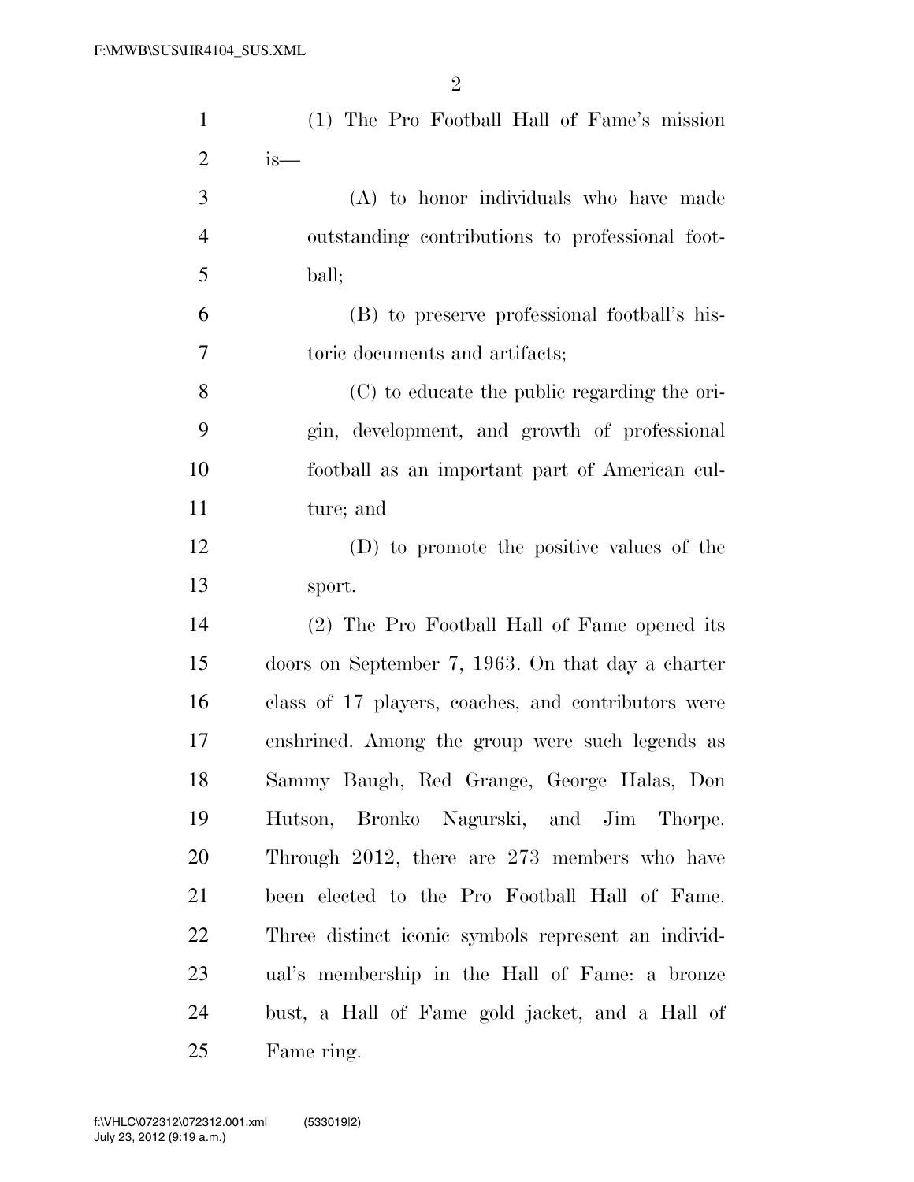(1) The Pro Football Hall of Fame's mission is—

(A) to honor individuals who have made outstanding contributions to professional football;

(B) to preserve professional football's historic documents and artifacts;

(C) to educate the public regarding the origin, development, and growth of professional football as an important part of American culture; and

(D) to promote the positive values of the sport.

(2) The Pro Football Hall of Fame opened its doors on September 7, 1963. On that day a charter class of 17 players, coaches, and contributors were enshrined. Among the group were such legends as Sammy Baugh, Red Grange, George Halas, Don Hutson, Bronko Nagurski, and Jim Thorpe. Through 2012, there are 273 members who have been elected to the Pro Football Hall of Fame. Three distinct iconic symbols represent an individual's membership in the Hall of Fame: a bronze bust, a Hall of Fame gold jacket, and a Hall of Fame ring.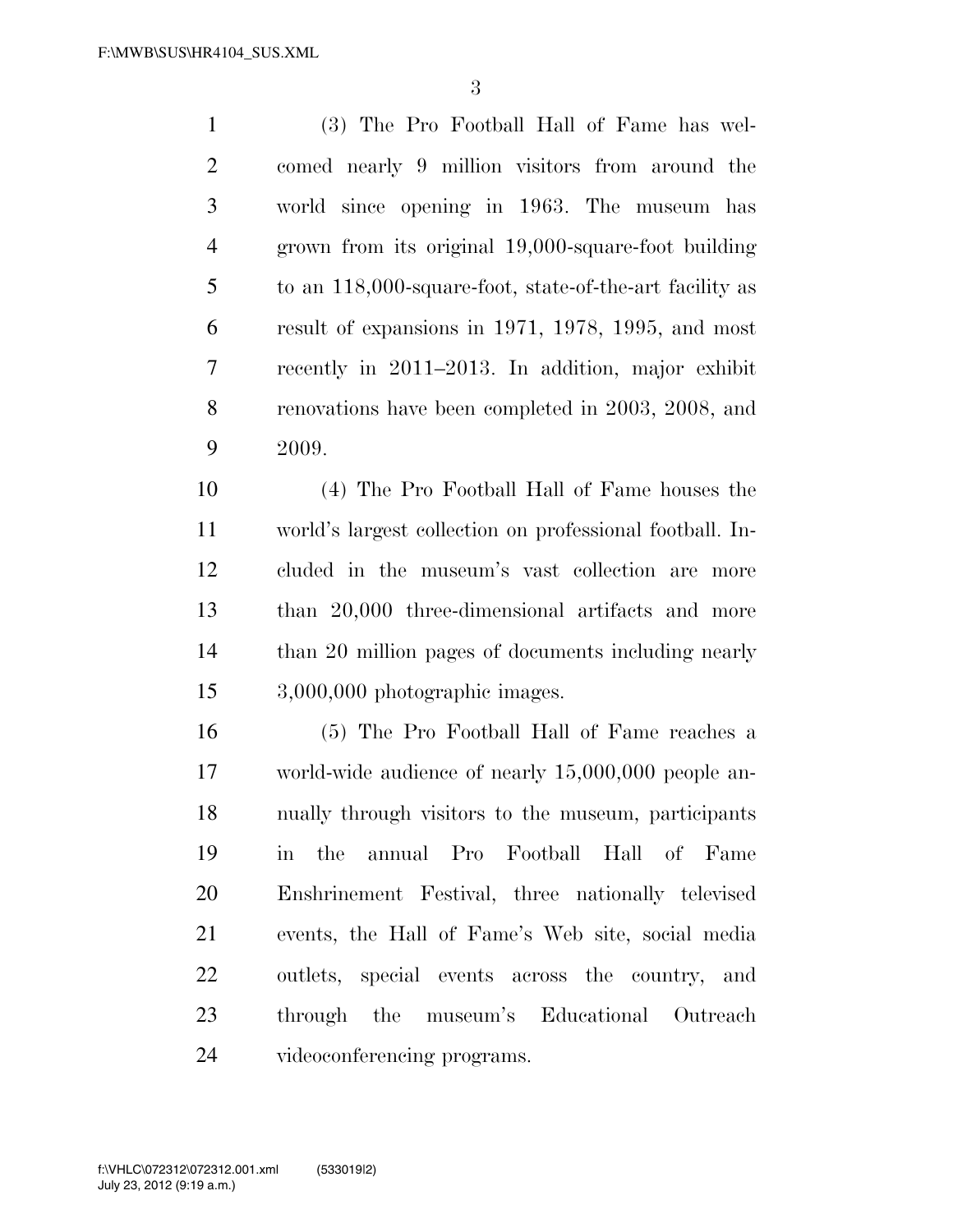(3) The Pro Football Hall of Fame has welcomed nearly 9 million visitors from around the world since opening in 1963. The museum has grown from its original 19,000-square-foot building to an 118,000-square-foot, state-of-the-art facility as result of expansions in 1971, 1978, 1995, and most recently in 2011–2013. In addition, major exhibit renovations have been completed in 2003, 2008, and 2009.

(4) The Pro Football Hall of Fame houses the world's largest collection on professional football. Included in the museum's vast collection are more than 20,000 three-dimensional artifacts and more than 20 million pages of documents including nearly 3,000,000 photographic images.

(5) The Pro Football Hall of Fame reaches a world-wide audience of nearly 15,000,000 people annually through visitors to the museum, participants in the annual Pro Football Hall of Fame Enshrinement Festival, three nationally televised events, the Hall of Fame's Web site, social media outlets, special events across the country, and through the museum's Educational Outreach videoconferencing programs.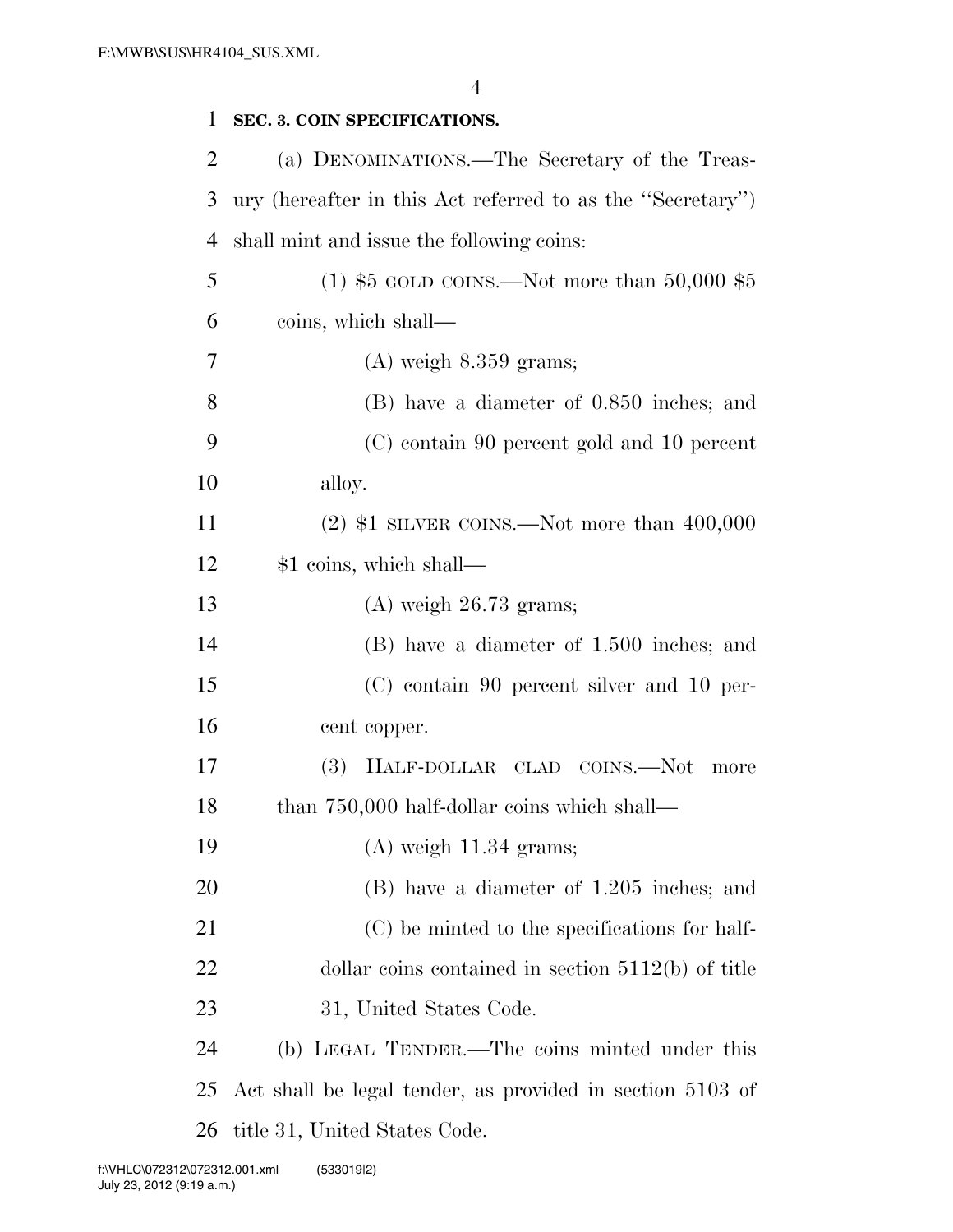**SEC. 3. COIN SPECIFICATIONS.**

(a) DENOMINATIONS.—The Secretary of the Treasury (hereafter in this Act referred to as the ''Secretary'') shall mint and issue the following coins:

(1) $5 GOLD COINS.—Not more than 50,000 $5 coins, which shall—

(A) weigh 8.359 grams;

(B) have a diameter of 0.850 inches; and

(C) contain 90 percent gold and 10 percent alloy.

(2) $1 SILVER COINS.—Not more than 400,000 $1 coins, which shall—

(A) weigh 26.73 grams;

(B) have a diameter of 1.500 inches; and

(C) contain 90 percent silver and 10 percent copper.

(3) HALF-DOLLAR CLAD COINS.—Not more than 750,000 half-dollar coins which shall—

(A) weigh 11.34 grams;

(B) have a diameter of 1.205 inches; and

(C) be minted to the specifications for half-dollar coins contained in section 5112(b) of title 31, United States Code.

(b) LEGAL TENDER.—The coins minted under this Act shall be legal tender, as provided in section 5103 of title 31, United States Code.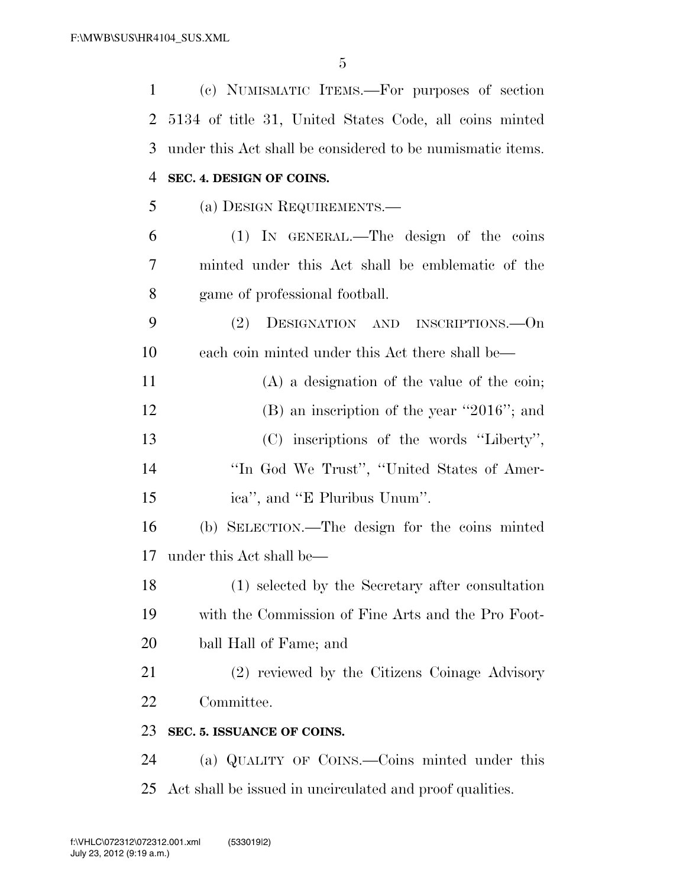(c) NUMISMATIC ITEMS.—For purposes of section 5134 of title 31, United States Code, all coins minted under this Act shall be considered to be numismatic items.

**SEC. 4. DESIGN OF COINS.**

(a) DESIGN REQUIREMENTS.—

(1) IN GENERAL.—The design of the coins minted under this Act shall be emblematic of the game of professional football.

(2) DESIGNATION AND INSCRIPTIONS.—On each coin minted under this Act there shall be—

(A) a designation of the value of the coin;

(B) an inscription of the year ''2016''; and

(C) inscriptions of the words ''Liberty'', ''In God We Trust'', ''United States of America'', and ''E Pluribus Unum''.

(b) SELECTION.—The design for the coins minted under this Act shall be—

(1) selected by the Secretary after consultation with the Commission of Fine Arts and the Pro Football Hall of Fame; and

(2) reviewed by the Citizens Coinage Advisory Committee.

**SEC. 5. ISSUANCE OF COINS.**

(a) QUALITY OF COINS.—Coins minted under this Act shall be issued in uncirculated and proof qualities.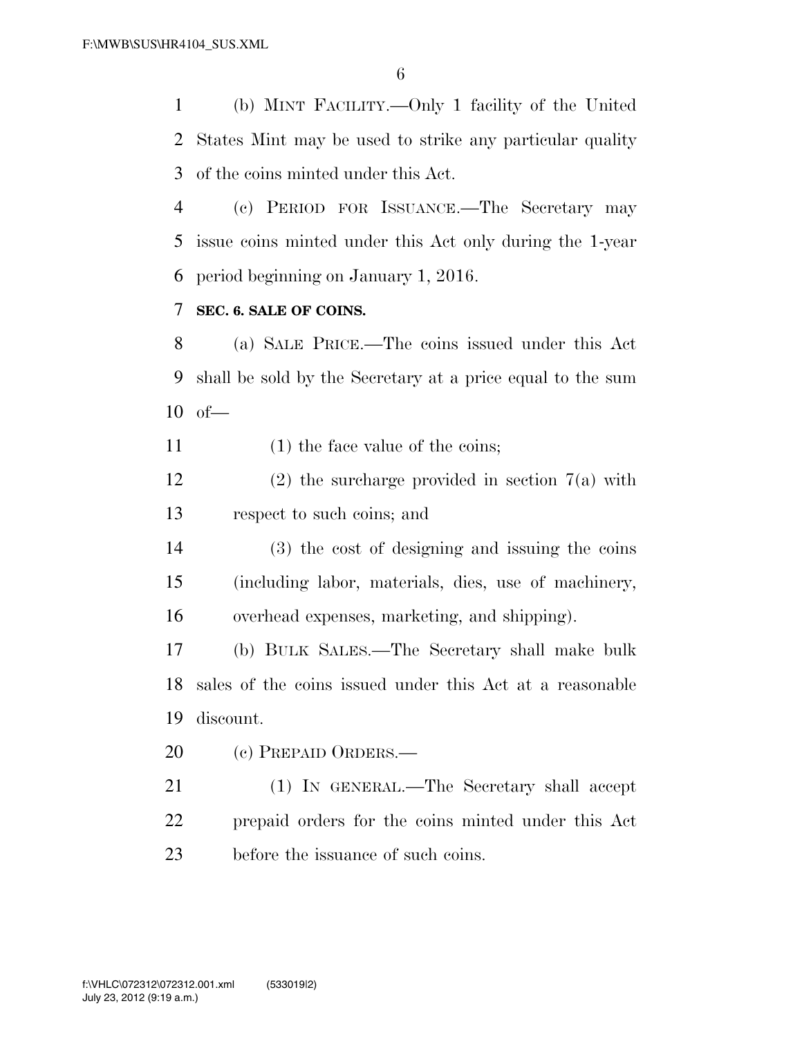(b) MINT FACILITY.—Only 1 facility of the United States Mint may be used to strike any particular quality of the coins minted under this Act.

(c) PERIOD FOR ISSUANCE.—The Secretary may issue coins minted under this Act only during the 1-year period beginning on January 1, 2016.

**SEC. 6. SALE OF COINS.**

(a) SALE PRICE.—The coins issued under this Act shall be sold by the Secretary at a price equal to the sum of—

(1) the face value of the coins;

(2) the surcharge provided in section 7(a) with respect to such coins; and

(3) the cost of designing and issuing the coins (including labor, materials, dies, use of machinery, overhead expenses, marketing, and shipping).

(b) BULK SALES.—The Secretary shall make bulk sales of the coins issued under this Act at a reasonable discount.

(c) PREPAID ORDERS.—

(1) IN GENERAL.—The Secretary shall accept prepaid orders for the coins minted under this Act before the issuance of such coins.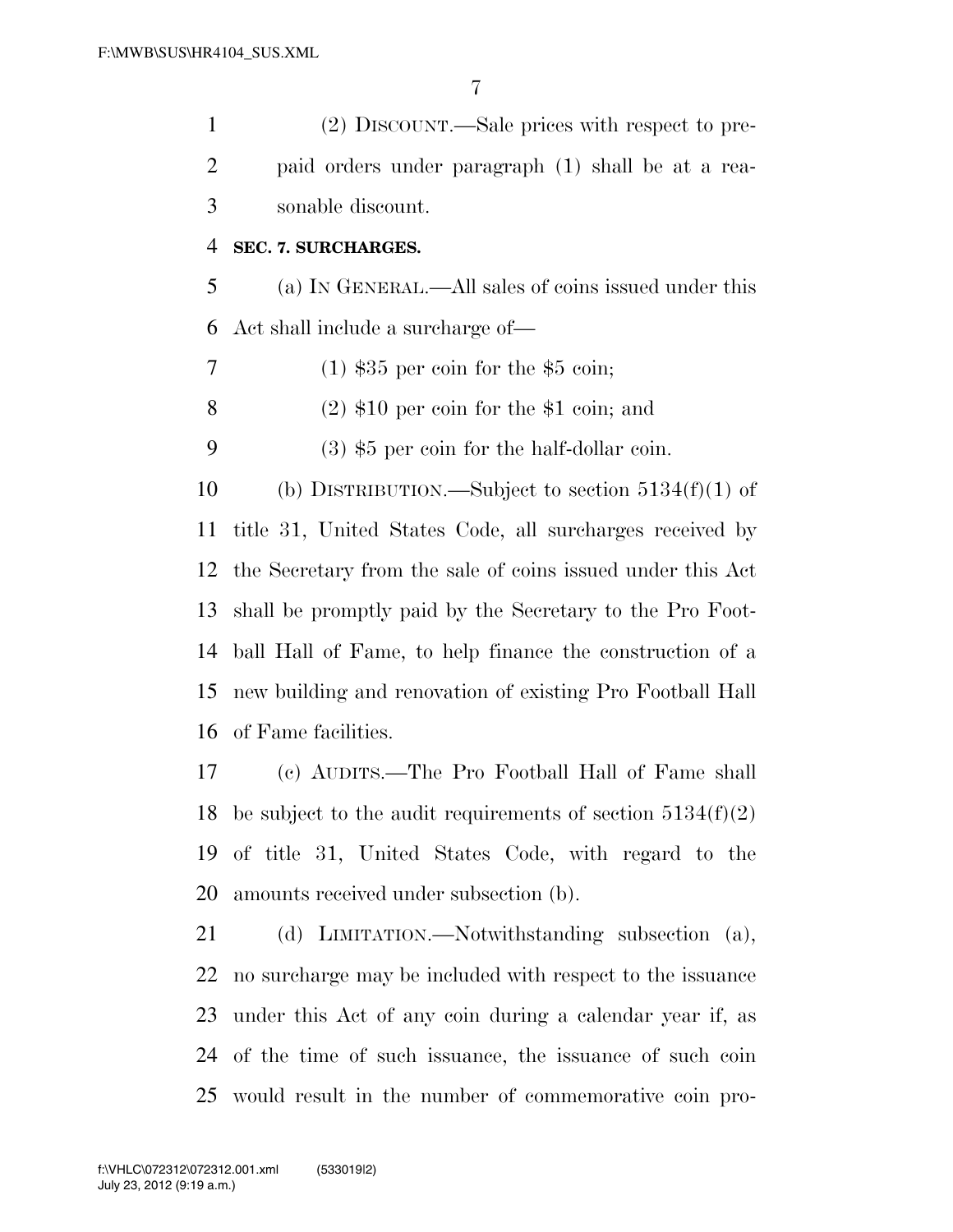(2) DISCOUNT.—Sale prices with respect to prepaid orders under paragraph (1) shall be at a reasonable discount.

**SEC. 7. SURCHARGES.**

(a) IN GENERAL.—All sales of coins issued under this Act shall include a surcharge of—

(1) $35 per coin for the $5 coin;

(2) $10 per coin for the $1 coin; and

(3) $5 per coin for the half-dollar coin.

(b) DISTRIBUTION.—Subject to section 5134(f)(1) of title 31, United States Code, all surcharges received by the Secretary from the sale of coins issued under this Act shall be promptly paid by the Secretary to the Pro Football Hall of Fame, to help finance the construction of a new building and renovation of existing Pro Football Hall of Fame facilities.

(c) AUDITS.—The Pro Football Hall of Fame shall be subject to the audit requirements of section 5134(f)(2) of title 31, United States Code, with regard to the amounts received under subsection (b).

(d) LIMITATION.—Notwithstanding subsection (a), no surcharge may be included with respect to the issuance under this Act of any coin during a calendar year if, as of the time of such issuance, the issuance of such coin would result in the number of commemorative coin pro-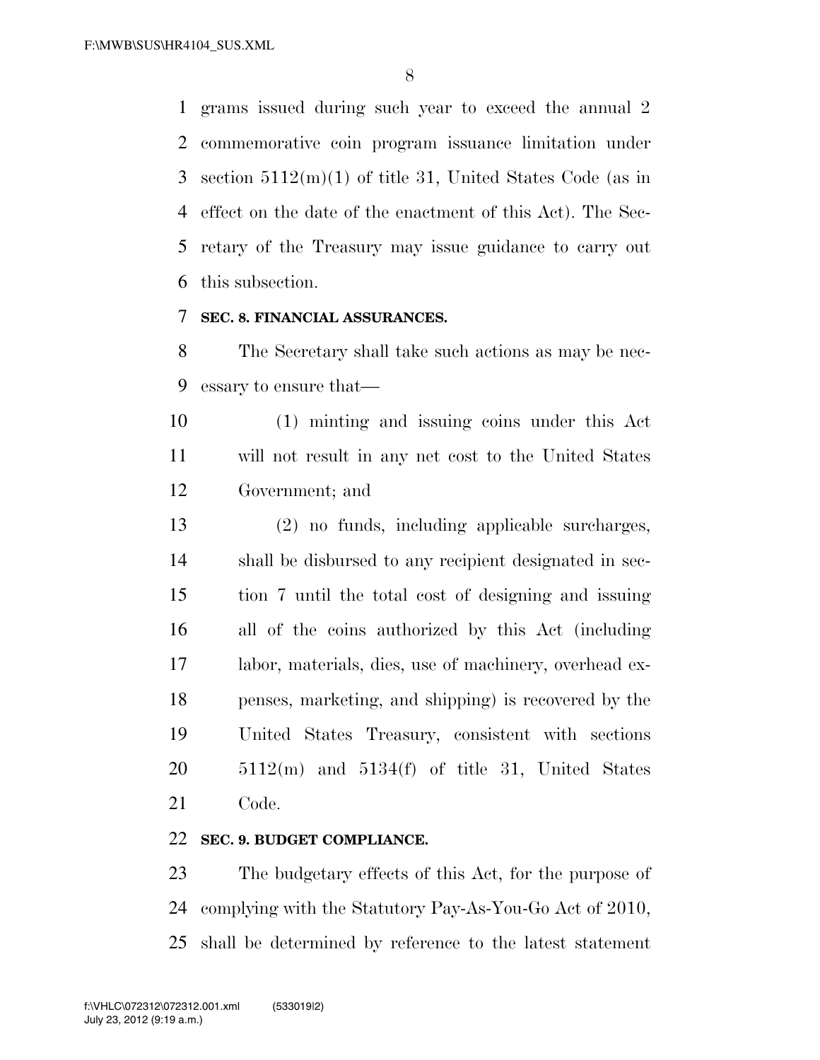grams issued during such year to exceed the annual 2 commemorative coin program issuance limitation under section 5112(m)(1) of title 31, United States Code (as in effect on the date of the enactment of this Act). The Secretary of the Treasury may issue guidance to carry out this subsection.

**SEC. 8. FINANCIAL ASSURANCES.**

The Secretary shall take such actions as may be necessary to ensure that—

(1) minting and issuing coins under this Act will not result in any net cost to the United States Government; and

(2) no funds, including applicable surcharges, shall be disbursed to any recipient designated in section 7 until the total cost of designing and issuing all of the coins authorized by this Act (including labor, materials, dies, use of machinery, overhead expenses, marketing, and shipping) is recovered by the United States Treasury, consistent with sections 5112(m) and 5134(f) of title 31, United States Code.

**SEC. 9. BUDGET COMPLIANCE.**

The budgetary effects of this Act, for the purpose of complying with the Statutory Pay-As-You-Go Act of 2010, shall be determined by reference to the latest statement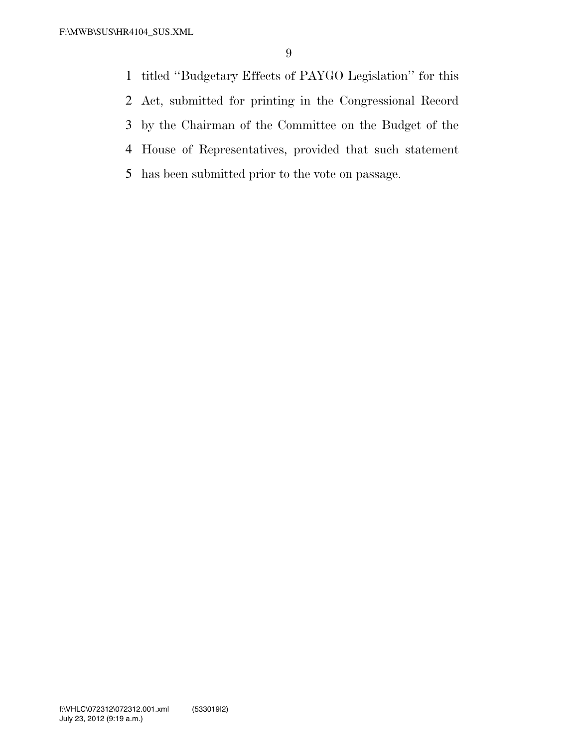titled ''Budgetary Effects of PAYGO Legislation'' for this Act, submitted for printing in the Congressional Record by the Chairman of the Committee on the Budget of the House of Representatives, provided that such statement has been submitted prior to the vote on passage.